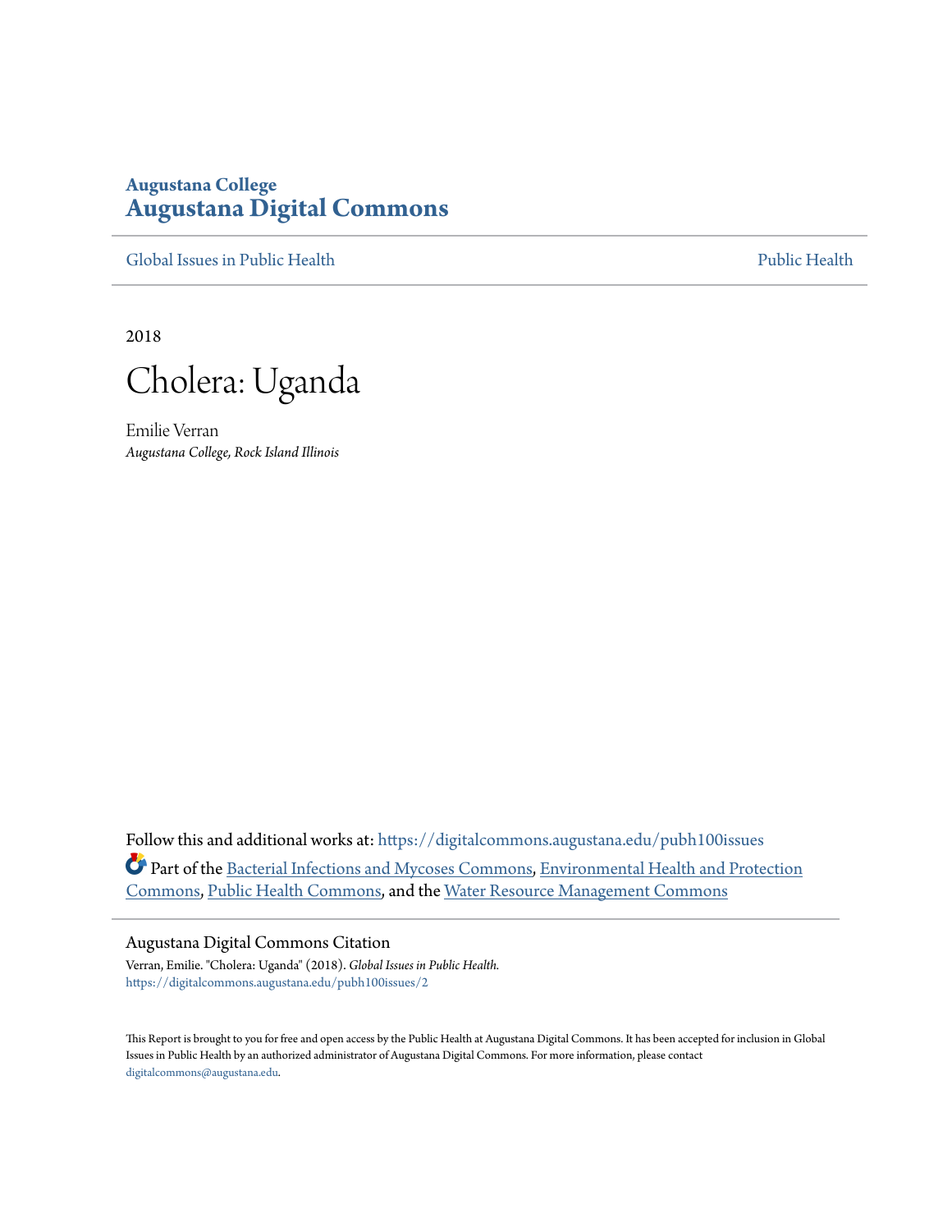Augustana College
# Augustana Digital Commons

Global Issues in Public Health | Public Health

2018

# Cholera: Uganda

Emilie Verran
*Augustana College, Rock Island Illinois*

Follow this and additional works at: https://digitalcommons.augustana.edu/pubh100issues

Part of the Bacterial Infections and Mycoses Commons, Environmental Health and Protection Commons, Public Health Commons, and the Water Resource Management Commons

## Augustana Digital Commons Citation

Verran, Emilie. "Cholera: Uganda" (2018). *Global Issues in Public Health.*
https://digitalcommons.augustana.edu/pubh100issues/2

This Report is brought to you for free and open access by the Public Health at Augustana Digital Commons. It has been accepted for inclusion in Global Issues in Public Health by an authorized administrator of Augustana Digital Commons. For more information, please contact digitalcommons@augustana.edu.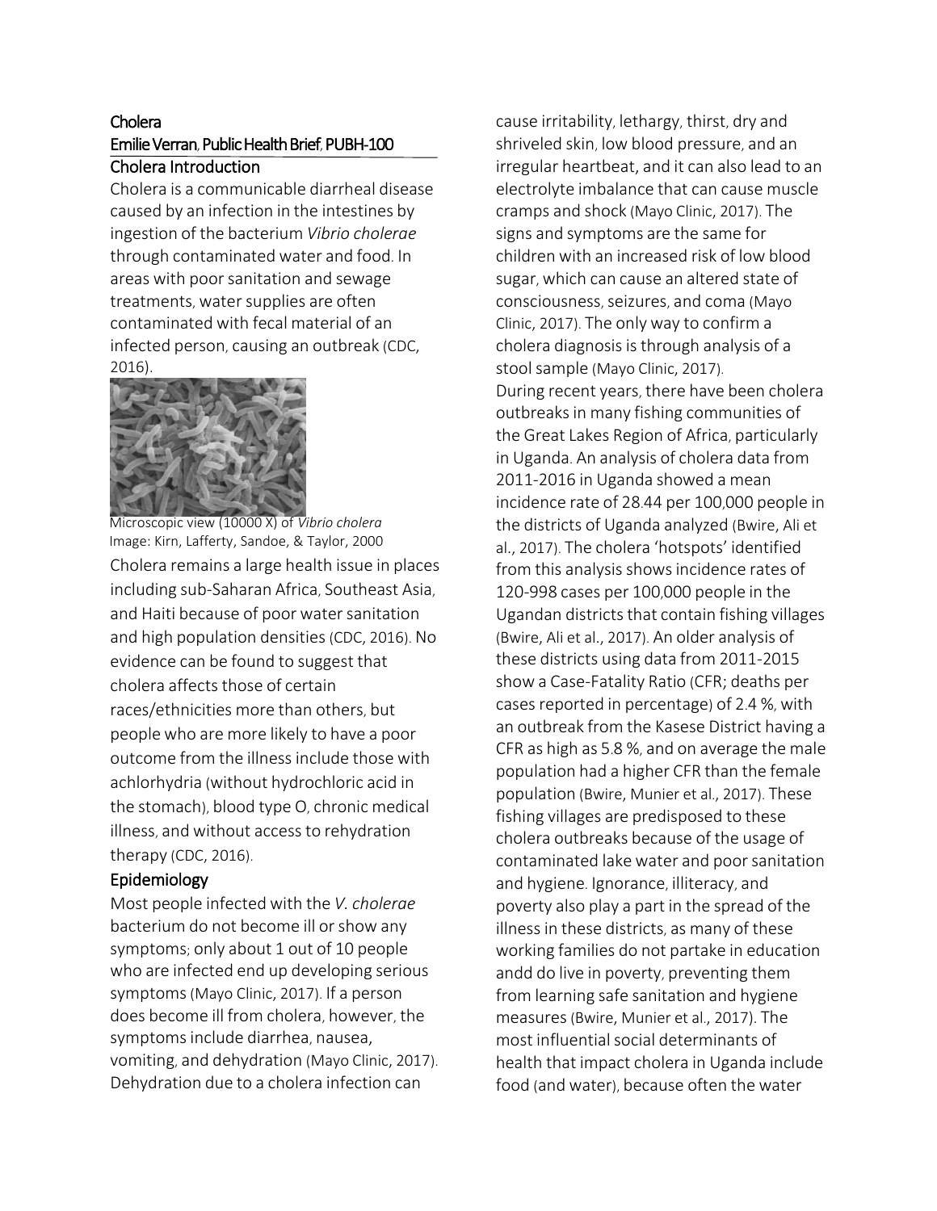# Cholera

## Emilie Verran, Public Health Brief, PUBH-100

## Cholera Introduction

Cholera is a communicable diarrheal disease caused by an infection in the intestines by ingestion of the bacterium *Vibrio cholerae* through contaminated water and food. In areas with poor sanitation and sewage treatments, water supplies are often contaminated with fecal material of an infected person, causing an outbreak (CDC, 2016).

Microscopic view (10000 X) of *Vibrio cholera*
Image: Kirn, Lafferty, Sandoe, & Taylor, 2000

Cholera remains a large health issue in places including sub-Saharan Africa, Southeast Asia, and Haiti because of poor water sanitation and high population densities (CDC, 2016). No evidence can be found to suggest that cholera affects those of certain races/ethnicities more than others, but people who are more likely to have a poor outcome from the illness include those with achlorhydria (without hydrochloric acid in the stomach), blood type O, chronic medical illness, and without access to rehydration therapy (CDC, 2016).

## Epidemiology

Most people infected with the *V. cholerae* bacterium do not become ill or show any symptoms; only about 1 out of 10 people who are infected end up developing serious symptoms (Mayo Clinic, 2017). If a person does become ill from cholera, however, the symptoms include diarrhea, nausea, vomiting, and dehydration (Mayo Clinic, 2017). Dehydration due to a cholera infection can cause irritability, lethargy, thirst, dry and shriveled skin, low blood pressure, and an irregular heartbeat, and it can also lead to an electrolyte imbalance that can cause muscle cramps and shock (Mayo Clinic, 2017). The signs and symptoms are the same for children with an increased risk of low blood sugar, which can cause an altered state of consciousness, seizures, and coma (Mayo Clinic, 2017). The only way to confirm a cholera diagnosis is through analysis of a stool sample (Mayo Clinic, 2017).

During recent years, there have been cholera outbreaks in many fishing communities of the Great Lakes Region of Africa, particularly in Uganda. An analysis of cholera data from 2011-2016 in Uganda showed a mean incidence rate of 28.44 per 100,000 people in the districts of Uganda analyzed (Bwire, Ali et al., 2017). The cholera 'hotspots' identified from this analysis shows incidence rates of 120-998 cases per 100,000 people in the Ugandan districts that contain fishing villages (Bwire, Ali et al., 2017). An older analysis of these districts using data from 2011-2015 show a Case-Fatality Ratio (CFR; deaths per cases reported in percentage) of 2.4 %, with an outbreak from the Kasese District having a CFR as high as 5.8 %, and on average the male population had a higher CFR than the female population (Bwire, Munier et al., 2017). These fishing villages are predisposed to these cholera outbreaks because of the usage of contaminated lake water and poor sanitation and hygiene. Ignorance, illiteracy, and poverty also play a part in the spread of the illness in these districts, as many of these working families do not partake in education andd do live in poverty, preventing them from learning safe sanitation and hygiene measures (Bwire, Munier et al., 2017). The most influential social determinants of health that impact cholera in Uganda include food (and water), because often the water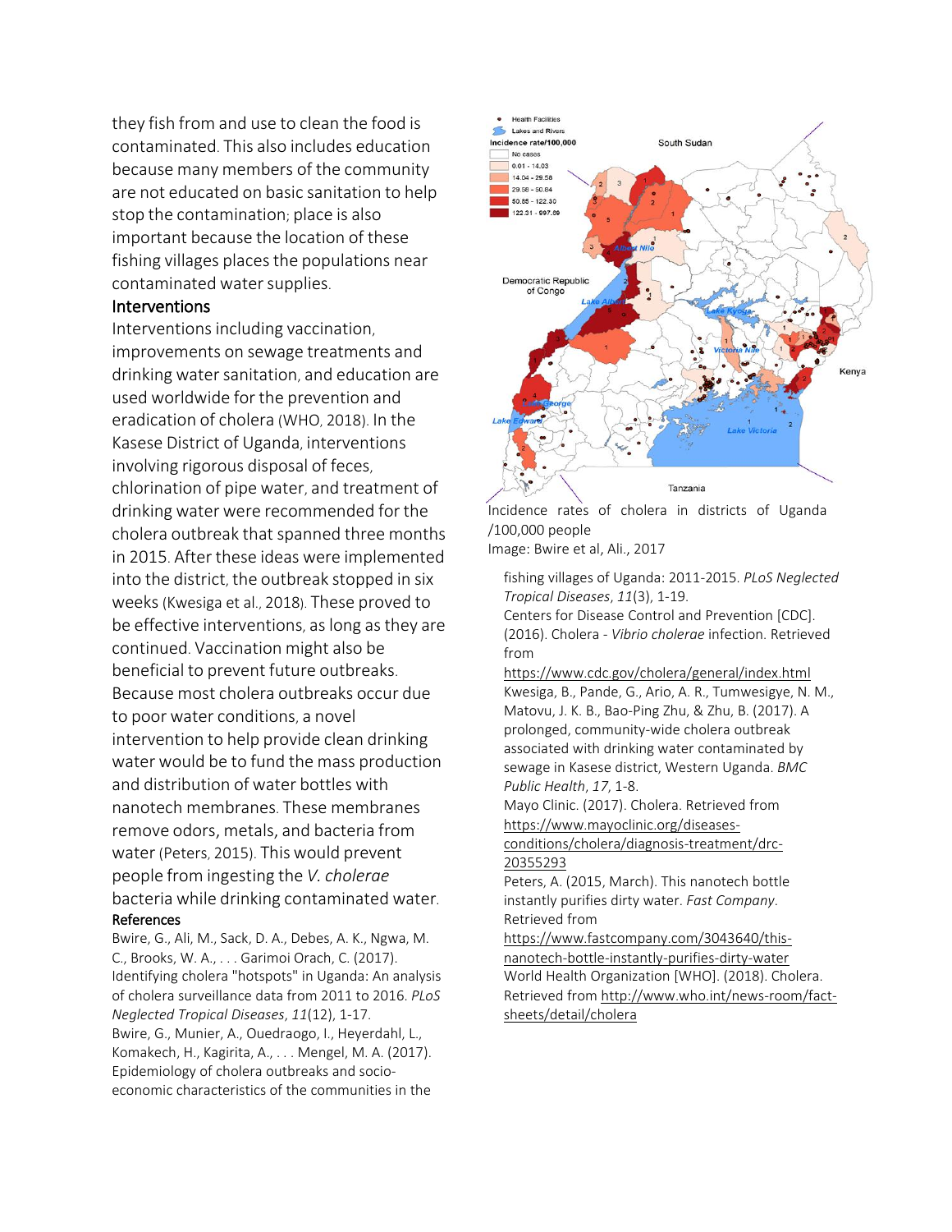they fish from and use to clean the food is contaminated. This also includes education because many members of the community are not educated on basic sanitation to help stop the contamination; place is also important because the location of these fishing villages places the populations near contaminated water supplies.

## Interventions

Interventions including vaccination, improvements on sewage treatments and drinking water sanitation, and education are used worldwide for the prevention and eradication of cholera (WHO, 2018). In the Kasese District of Uganda, interventions involving rigorous disposal of feces, chlorination of pipe water, and treatment of drinking water were recommended for the cholera outbreak that spanned three months in 2015. After these ideas were implemented into the district, the outbreak stopped in six weeks (Kwesiga et al., 2018). These proved to be effective interventions, as long as they are continued. Vaccination might also be beneficial to prevent future outbreaks. Because most cholera outbreaks occur due to poor water conditions, a novel intervention to help provide clean drinking water would be to fund the mass production and distribution of water bottles with nanotech membranes. These membranes remove odors, metals, and bacteria from water (Peters, 2015). This would prevent people from ingesting the *V. cholerae* bacteria while drinking contaminated water.

Health Facilities
Lakes and Rivers
Incidence rate/100,000
No cases
0.01 - 14.03
14.04 - 29.58
29.58 - 50.84
50.85 - 122.30
122.31 - 997.89
South Sudan
Democratic Republic of Congo
Kenya
Tanzania
Albert Nile
Lake Albert
Lake Kyoga
Victoria Nile
Lake George
Lake Edward
Lake Victoria

Incidence rates of cholera in districts of Uganda /100,000 people
Image: Bwire et al, Ali., 2017

## References

Bwire, G., Ali, M., Sack, D. A., Debes, A. K., Ngwa, M. C., Brooks, W. A., . . . Garimoi Orach, C. (2017). Identifying cholera "hotspots" in Uganda: An analysis of cholera surveillance data from 2011 to 2016. *PLoS Neglected Tropical Diseases*, *11*(12), 1-17.

Bwire, G., Munier, A., Ouedraogo, I., Heyerdahl, L., Komakech, H., Kagirita, A., . . . Mengel, M. A. (2017). Epidemiology of cholera outbreaks and socio-economic characteristics of the communities in the fishing villages of Uganda: 2011-2015. *PLoS Neglected Tropical Diseases*, *11*(3), 1-19.

Centers for Disease Control and Prevention [CDC]. (2016). Cholera - *Vibrio cholerae* infection. Retrieved from https://www.cdc.gov/cholera/general/index.html

Kwesiga, B., Pande, G., Ario, A. R., Tumwesigye, N. M., Matovu, J. K. B., Bao-Ping Zhu, & Zhu, B. (2017). A prolonged, community-wide cholera outbreak associated with drinking water contaminated by sewage in Kasese district, Western Uganda. *BMC Public Health*, *17*, 1-8.

Mayo Clinic. (2017). Cholera. Retrieved from https://www.mayoclinic.org/diseases-conditions/cholera/diagnosis-treatment/drc-20355293

Peters, A. (2015, March). This nanotech bottle instantly purifies dirty water. *Fast Company*. Retrieved from https://www.fastcompany.com/3043640/this-nanotech-bottle-instantly-purifies-dirty-water

World Health Organization [WHO]. (2018). Cholera. Retrieved from http://www.who.int/news-room/fact-sheets/detail/cholera